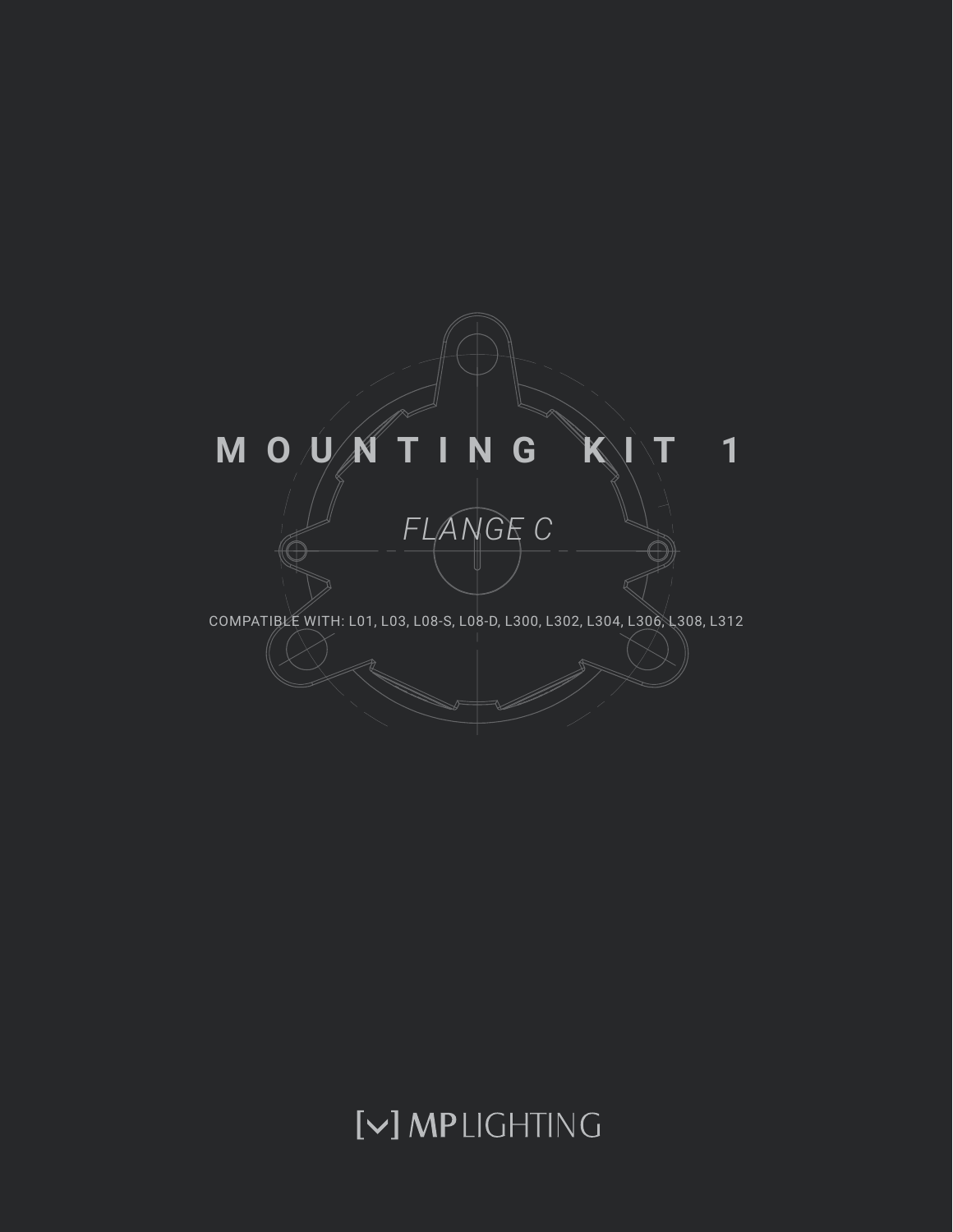# MOUNTING KIT 1

*FLANGE C*

COMPATIBLE WITH: L01, L03, L08-S, L08-D, L300, L302, L304, L306, L308, L312

MP LIGHTING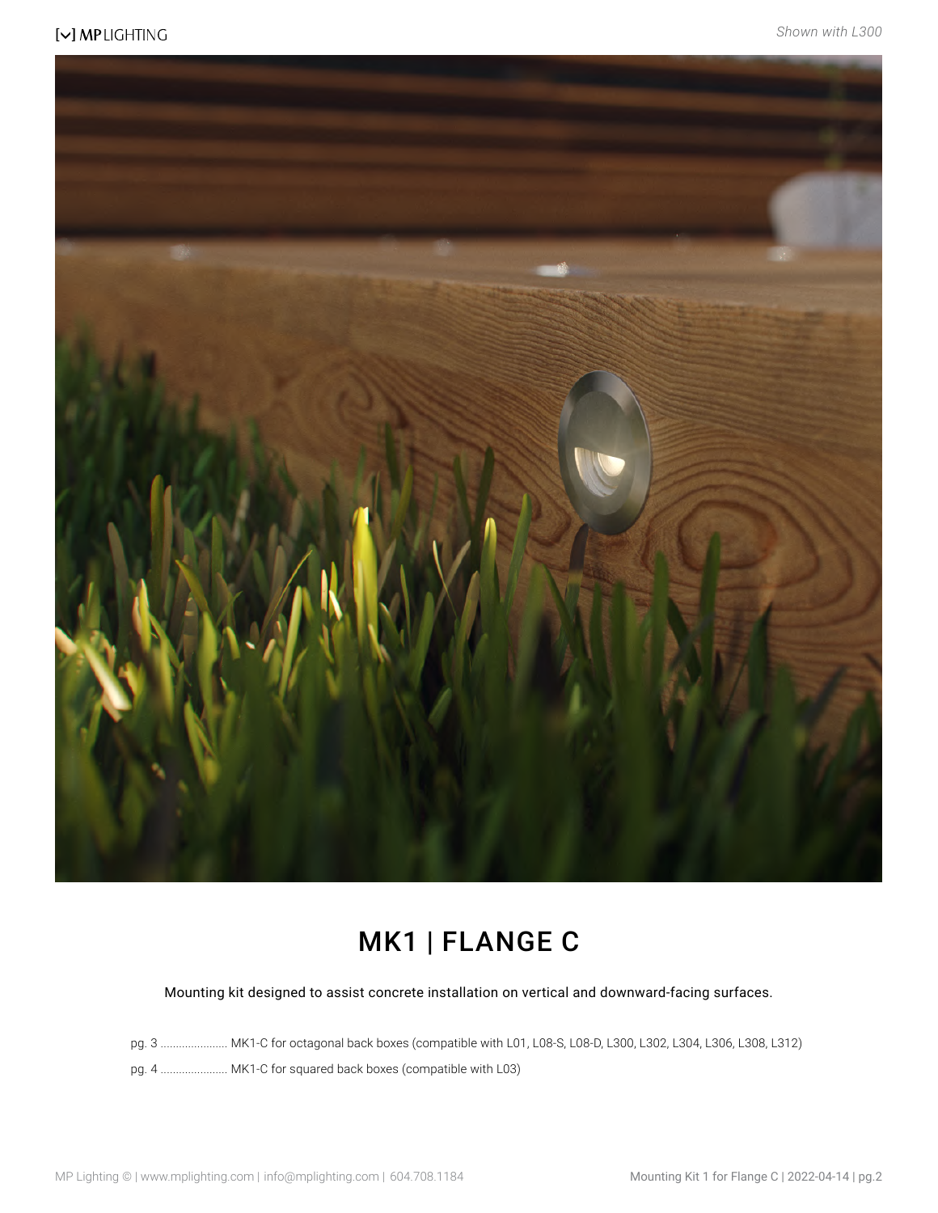*Shown with L300*

# MK1 | FLANGE C

Mounting kit designed to assist concrete installation on vertical and downward-facing surfaces.

pg. 3 ...................... MK1-C for octagonal back boxes (compatible with L01, L08-S, L08-D, L300, L302, L304, L306, L308, L312)

pg. 4 ...................... MK1-C for squared back boxes (compatible with L03)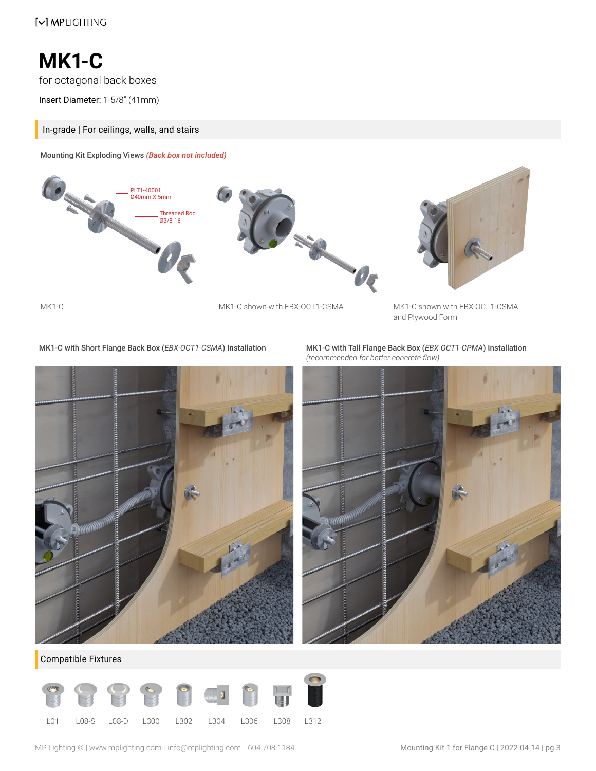# MK1-C

for octagonal back boxes

**Insert Diameter:** 1-5/8" (41mm)

## In-grade | For ceilings, walls, and stairs

**Mounting Kit Exploding Views** ***(Back box not included)***

PLT1-40001
Ø40mm X 5mm

Threaded Rod
Ø3/8-16

MK1-C

MK1-C shown with EBX-OCT1-CSMA

MK1-C shown with EBX-OCT1-CSMA and Plywood Form

**MK1-C with Short Flange Back Box (*EBX-OCT1-CSMA*) Installation**

**MK1-C with Tall Flange Back Box (*EBX-OCT1-CPMA*) Installation**
*(recommended for better concrete flow)*

## Compatible Fixtures

L01 | L08-S | L08-D | L300 | L302 | L304 | L306 | L308 | L312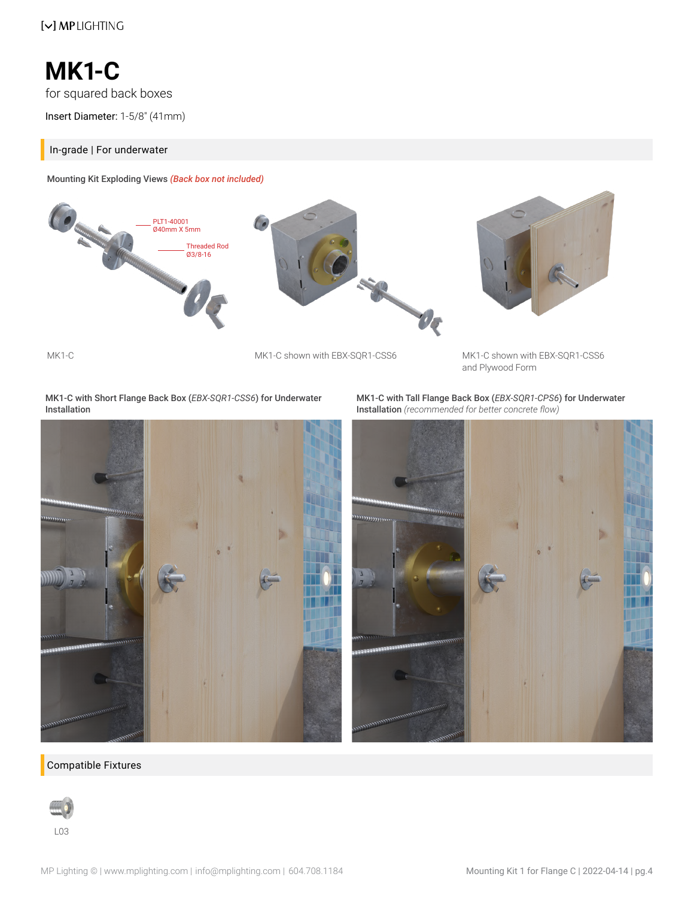# MK1-C

for squared back boxes

Insert Diameter: 1-5/8" (41mm)

## In-grade | For underwater

Mounting Kit Exploding Views *(Back box not included)*

PLT1-40001
Ø40mm X 5mm

Threaded Rod
Ø3/8-16

MK1-C

MK1-C shown with EBX-SQR1-CSS6

MK1-C shown with EBX-SQR1-CSS6 and Plywood Form

**MK1-C with Short Flange Back Box (*EBX-SQR1-CSS6*) for Underwater Installation**

**MK1-C with Tall Flange Back Box (*EBX-SQR1-CPS6*) for Underwater Installation** *(recommended for better concrete flow)*

## Compatible Fixtures

L03